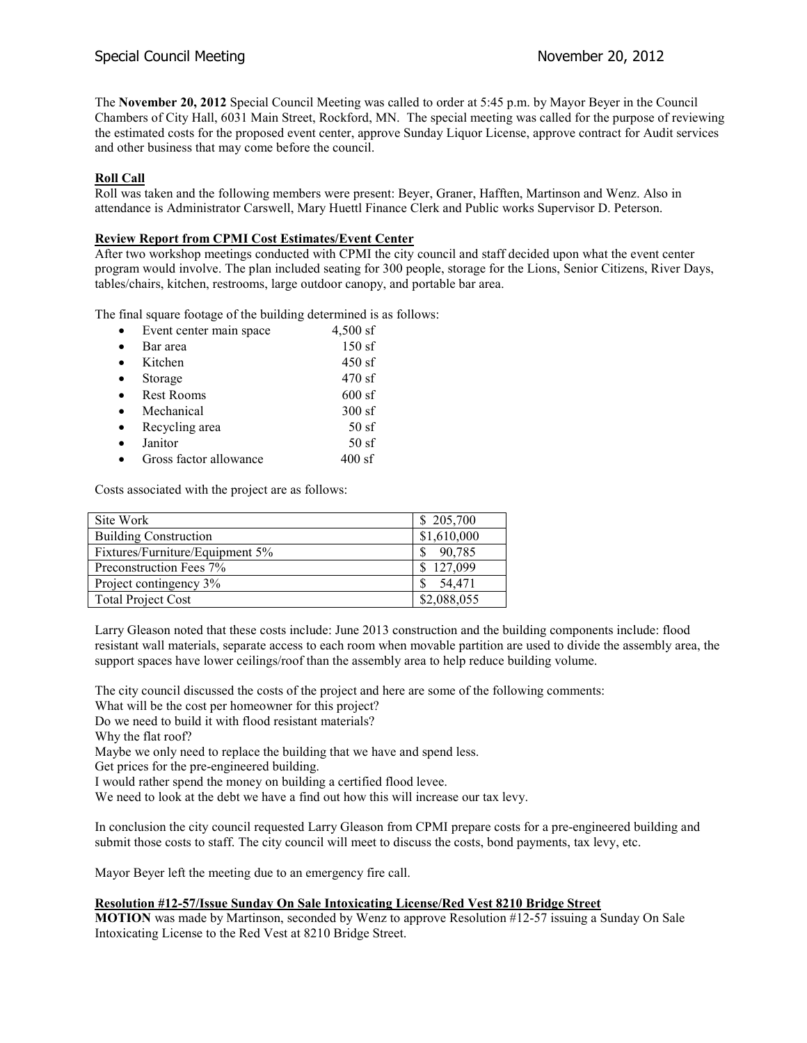The **November 20, 2012** Special Council Meeting was called to order at 5:45 p.m. by Mayor Beyer in the Council Chambers of City Hall, 6031 Main Street, Rockford, MN. The special meeting was called for the purpose of reviewing the estimated costs for the proposed event center, approve Sunday Liquor License, approve contract for Audit services and other business that may come before the council.

**Roll Call**

Roll was taken and the following members were present: Beyer, Graner, Hafften, Martinson and Wenz. Also in attendance is Administrator Carswell, Mary Huettl Finance Clerk and Public works Supervisor D. Peterson.

**Review Report from CPMI Cost Estimates/Event Center**

After two workshop meetings conducted with CPMI the city council and staff decided upon what the event center program would involve. The plan included seating for 300 people, storage for the Lions, Senior Citizens, River Days, tables/chairs, kitchen, restrooms, large outdoor canopy, and portable bar area.

The final square footage of the building determined is as follows:

- Event center main space 4,500 sf
- Bar area 150 sf
- Kitchen 450 sf
- Storage 470 sf
- Rest Rooms 600 sf
- Mechanical 300 sf
- Recycling area 50 sf
- Janitor 50 sf
- Gross factor allowance 400 sf

Costs associated with the project are as follows:

| Site Work | $ 205,700 |
|---|---|
| Building Construction | $1,610,000 |
| Fixtures/Furniture/Equipment 5% | $ 90,785 |
| Preconstruction Fees 7% | $ 127,099 |
| Project contingency 3% | $ 54,471 |
| Total Project Cost | $2,088,055 |

Larry Gleason noted that these costs include: June 2013 construction and the building components include: flood resistant wall materials, separate access to each room when movable partition are used to divide the assembly area, the support spaces have lower ceilings/roof than the assembly area to help reduce building volume.

The city council discussed the costs of the project and here are some of the following comments:
What will be the cost per homeowner for this project?
Do we need to build it with flood resistant materials?
Why the flat roof?
Maybe we only need to replace the building that we have and spend less.
Get prices for the pre-engineered building.
I would rather spend the money on building a certified flood levee.
We need to look at the debt we have a find out how this will increase our tax levy.

In conclusion the city council requested Larry Gleason from CPMI prepare costs for a pre-engineered building and submit those costs to staff. The city council will meet to discuss the costs, bond payments, tax levy, etc.

Mayor Beyer left the meeting due to an emergency fire call.

**Resolution #12-57/Issue Sunday On Sale Intoxicating License/Red Vest 8210 Bridge Street**

**MOTION** was made by Martinson, seconded by Wenz to approve Resolution #12-57 issuing a Sunday On Sale Intoxicating License to the Red Vest at 8210 Bridge Street.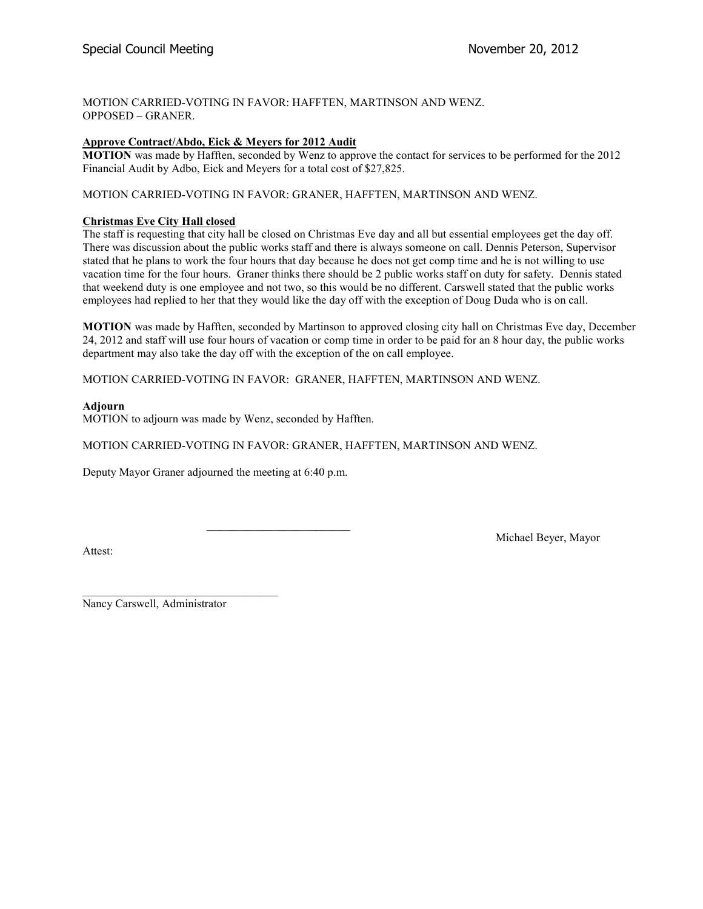MOTION CARRIED-VOTING IN FAVOR: HAFFTEN, MARTINSON AND WENZ.
OPPOSED – GRANER.

**Approve Contract/Abdo, Eick & Meyers for 2012 Audit**

**MOTION** was made by Hafften, seconded by Wenz to approve the contact for services to be performed for the 2012 Financial Audit by Adbo, Eick and Meyers for a total cost of $27,825.

MOTION CARRIED-VOTING IN FAVOR: GRANER, HAFFTEN, MARTINSON AND WENZ.

**Christmas Eve City Hall closed**

The staff is requesting that city hall be closed on Christmas Eve day and all but essential employees get the day off. There was discussion about the public works staff and there is always someone on call. Dennis Peterson, Supervisor stated that he plans to work the four hours that day because he does not get comp time and he is not willing to use vacation time for the four hours. Graner thinks there should be 2 public works staff on duty for safety. Dennis stated that weekend duty is one employee and not two, so this would be no different. Carswell stated that the public works employees had replied to her that they would like the day off with the exception of Doug Duda who is on call.

**MOTION** was made by Hafften, seconded by Martinson to approved closing city hall on Christmas Eve day, December 24, 2012 and staff will use four hours of vacation or comp time in order to be paid for an 8 hour day, the public works department may also take the day off with the exception of the on call employee.

MOTION CARRIED-VOTING IN FAVOR: GRANER, HAFFTEN, MARTINSON AND WENZ.

**Adjourn**

MOTION to adjourn was made by Wenz, seconded by Hafften.

MOTION CARRIED-VOTING IN FAVOR: GRANER, HAFFTEN, MARTINSON AND WENZ.

Deputy Mayor Graner adjourned the meeting at 6:40 p.m.

\_\_\_\_\_\_\_\_\_\_\_\_\_\_\_\_\_\_\_\_\_\_\_\_\_

Michael Beyer, Mayor

Attest:

\_\_\_\_\_\_\_\_\_\_\_\_\_\_\_\_\_\_\_\_\_\_\_\_\_\_\_\_\_\_\_\_\_\_

Nancy Carswell, Administrator